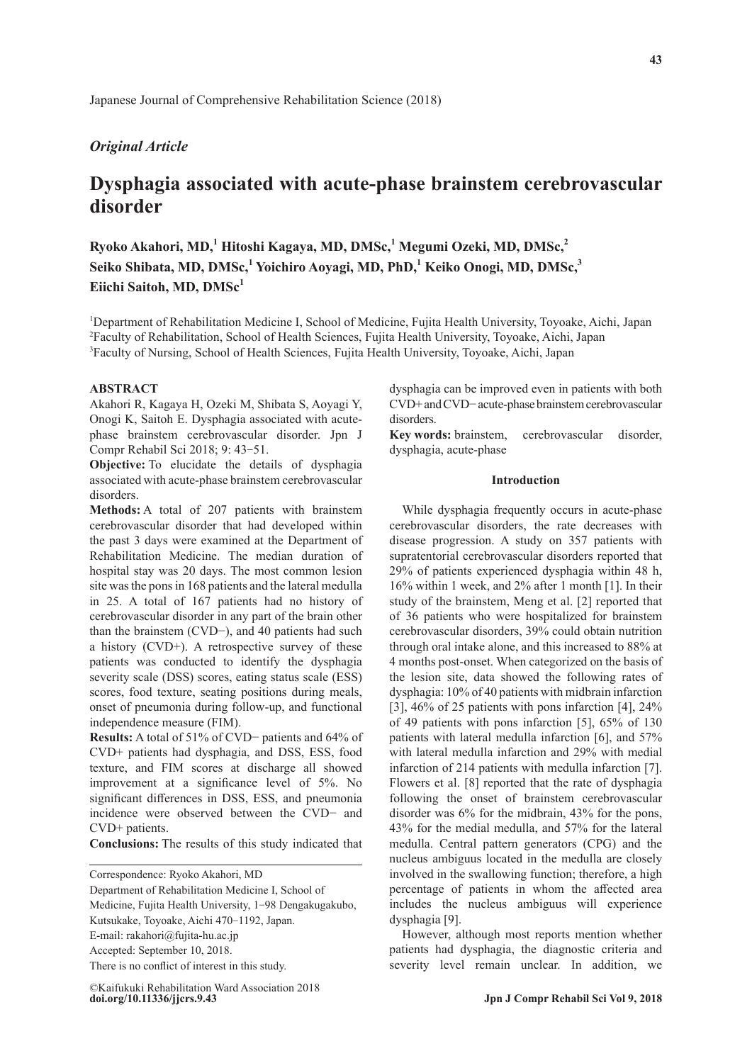Japanese Journal of Comprehensive Rehabilitation Science (2018)

*Original Article*

# Dysphagia associated with acute-phase brainstem cerebrovascular disorder

**Ryoko Akahori, MD,[1] Hitoshi Kagaya, MD, DMSc,[1] Megumi Ozeki, MD, DMSc,[2] Seiko Shibata, MD, DMSc,[1] Yoichiro Aoyagi, MD, PhD,[1] Keiko Onogi, MD, DMSc,[3] Eiichi Saitoh, MD, DMSc[1]**

[1]Department of Rehabilitation Medicine I, School of Medicine, Fujita Health University, Toyoake, Aichi, Japan
[2]Faculty of Rehabilitation, School of Health Sciences, Fujita Health University, Toyoake, Aichi, Japan
[3]Faculty of Nursing, School of Health Sciences, Fujita Health University, Toyoake, Aichi, Japan

## ABSTRACT

Akahori R, Kagaya H, Ozeki M, Shibata S, Aoyagi Y, Onogi K, Saitoh E. Dysphagia associated with acute-phase brainstem cerebrovascular disorder. Jpn J Compr Rehabil Sci 2018; 9: 43−51.

**Objective:** To elucidate the details of dysphagia associated with acute-phase brainstem cerebrovascular disorders.

**Methods:** A total of 207 patients with brainstem cerebrovascular disorder that had developed within the past 3 days were examined at the Department of Rehabilitation Medicine. The median duration of hospital stay was 20 days. The most common lesion site was the pons in 168 patients and the lateral medulla in 25. A total of 167 patients had no history of cerebrovascular disorder in any part of the brain other than the brainstem (CVD−), and 40 patients had such a history (CVD+). A retrospective survey of these patients was conducted to identify the dysphagia severity scale (DSS) scores, eating status scale (ESS) scores, food texture, seating positions during meals, onset of pneumonia during follow-up, and functional independence measure (FIM).

**Results:** A total of 51% of CVD− patients and 64% of CVD+ patients had dysphagia, and DSS, ESS, food texture, and FIM scores at discharge all showed improvement at a significance level of 5%. No significant differences in DSS, ESS, and pneumonia incidence were observed between the CVD− and CVD+ patients.

**Conclusions:** The results of this study indicated that dysphagia can be improved even in patients with both CVD+ and CVD− acute-phase brainstem cerebrovascular disorders.

**Key words:** brainstem, cerebrovascular disorder, dysphagia, acute-phase

Correspondence: Ryoko Akahori, MD
Department of Rehabilitation Medicine I, School of Medicine, Fujita Health University, 1−98 Dengakugakubo, Kutsukake, Toyoake, Aichi 470−1192, Japan.
E-mail: rakahori@fujita-hu.ac.jp
Accepted: September 10, 2018.
There is no conflict of interest in this study.

©Kaifukuki Rehabilitation Ward Association 2018
**doi.org/10.11336/jjcrs.9.43**

## Introduction

While dysphagia frequently occurs in acute-phase cerebrovascular disorders, the rate decreases with disease progression. A study on 357 patients with supratentorial cerebrovascular disorders reported that 29% of patients experienced dysphagia within 48 h, 16% within 1 week, and 2% after 1 month [1]. In their study of the brainstem, Meng et al. [2] reported that of 36 patients who were hospitalized for brainstem cerebrovascular disorders, 39% could obtain nutrition through oral intake alone, and this increased to 88% at 4 months post-onset. When categorized on the basis of the lesion site, data showed the following rates of dysphagia: 10% of 40 patients with midbrain infarction [3], 46% of 25 patients with pons infarction [4], 24% of 49 patients with pons infarction [5], 65% of 130 patients with lateral medulla infarction [6], and 57% with lateral medulla infarction and 29% with medial infarction of 214 patients with medulla infarction [7]. Flowers et al. [8] reported that the rate of dysphagia following the onset of brainstem cerebrovascular disorder was 6% for the midbrain, 43% for the pons, 43% for the medial medulla, and 57% for the lateral medulla. Central pattern generators (CPG) and the nucleus ambiguus located in the medulla are closely involved in the swallowing function; therefore, a high percentage of patients in whom the affected area includes the nucleus ambiguus will experience dysphagia [9].

However, although most reports mention whether patients had dysphagia, the diagnostic criteria and severity level remain unclear. In addition, we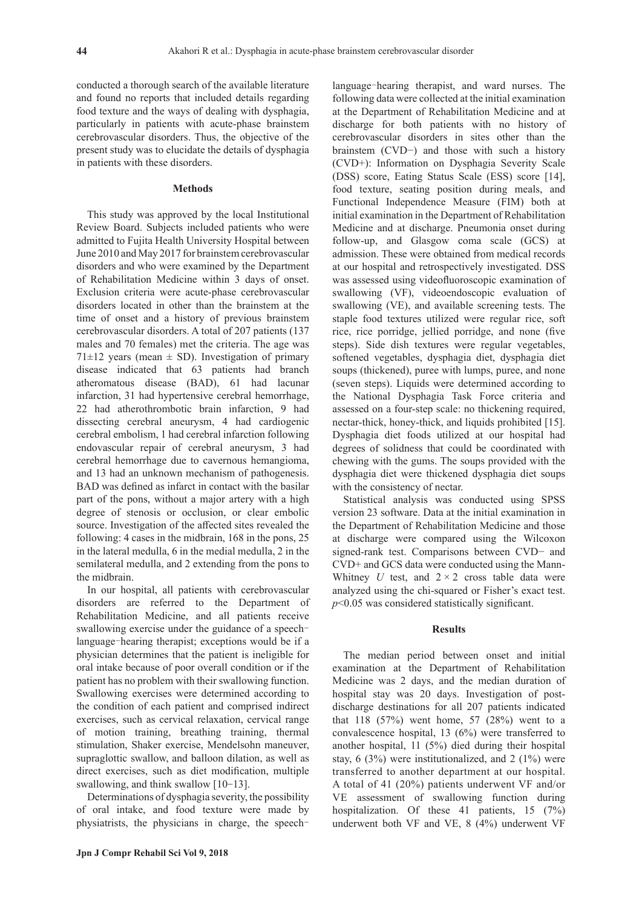conducted a thorough search of the available literature and found no reports that included details regarding food texture and the ways of dealing with dysphagia, particularly in patients with acute-phase brainstem cerebrovascular disorders. Thus, the objective of the present study was to elucidate the details of dysphagia in patients with these disorders.

## Methods

This study was approved by the local Institutional Review Board. Subjects included patients who were admitted to Fujita Health University Hospital between June 2010 and May 2017 for brainstem cerebrovascular disorders and who were examined by the Department of Rehabilitation Medicine within 3 days of onset. Exclusion criteria were acute-phase cerebrovascular disorders located in other than the brainstem at the time of onset and a history of previous brainstem cerebrovascular disorders. A total of 207 patients (137 males and 70 females) met the criteria. The age was 71±12 years (mean ± SD). Investigation of primary disease indicated that 63 patients had branch atheromatous disease (BAD), 61 had lacunar infarction, 31 had hypertensive cerebral hemorrhage, 22 had atherothrombotic brain infarction, 9 had dissecting cerebral aneurysm, 4 had cardiogenic cerebral embolism, 1 had cerebral infarction following endovascular repair of cerebral aneurysm, 3 had cerebral hemorrhage due to cavernous hemangioma, and 13 had an unknown mechanism of pathogenesis. BAD was defined as infarct in contact with the basilar part of the pons, without a major artery with a high degree of stenosis or occlusion, or clear embolic source. Investigation of the affected sites revealed the following: 4 cases in the midbrain, 168 in the pons, 25 in the lateral medulla, 6 in the medial medulla, 2 in the semilateral medulla, and 2 extending from the pons to the midbrain.

In our hospital, all patients with cerebrovascular disorders are referred to the Department of Rehabilitation Medicine, and all patients receive swallowing exercise under the guidance of a speech–language–hearing therapist; exceptions would be if a physician determines that the patient is ineligible for oral intake because of poor overall condition or if the patient has no problem with their swallowing function. Swallowing exercises were determined according to the condition of each patient and comprised indirect exercises, such as cervical relaxation, cervical range of motion training, breathing training, thermal stimulation, Shaker exercise, Mendelsohn maneuver, supraglottic swallow, and balloon dilation, as well as direct exercises, such as diet modification, multiple swallowing, and think swallow [10–13].

Determinations of dysphagia severity, the possibility of oral intake, and food texture were made by physiatrists, the physicians in charge, the speech–language–hearing therapist, and ward nurses. The following data were collected at the initial examination at the Department of Rehabilitation Medicine and at discharge for both patients with no history of cerebrovascular disorders in sites other than the brainstem (CVD−) and those with such a history (CVD+): Information on Dysphagia Severity Scale (DSS) score, Eating Status Scale (ESS) score [14], food texture, seating position during meals, and Functional Independence Measure (FIM) both at initial examination in the Department of Rehabilitation Medicine and at discharge. Pneumonia onset during follow-up, and Glasgow coma scale (GCS) at admission. These were obtained from medical records at our hospital and retrospectively investigated. DSS was assessed using videofluoroscopic examination of swallowing (VF), videoendoscopic evaluation of swallowing (VE), and available screening tests. The staple food textures utilized were regular rice, soft rice, rice porridge, jellied porridge, and none (five steps). Side dish textures were regular vegetables, softened vegetables, dysphagia diet, dysphagia diet soups (thickened), puree with lumps, puree, and none (seven steps). Liquids were determined according to the National Dysphagia Task Force criteria and assessed on a four-step scale: no thickening required, nectar-thick, honey-thick, and liquids prohibited [15]. Dysphagia diet foods utilized at our hospital had degrees of solidness that could be coordinated with chewing with the gums. The soups provided with the dysphagia diet were thickened dysphagia diet soups with the consistency of nectar.

Statistical analysis was conducted using SPSS version 23 software. Data at the initial examination in the Department of Rehabilitation Medicine and those at discharge were compared using the Wilcoxon signed-rank test. Comparisons between CVD− and CVD+ and GCS data were conducted using the Mann-Whitney *U* test, and $2 \times 2$ cross table data were analyzed using the chi-squared or Fisher's exact test. $p<0.05$ was considered statistically significant.

## Results

The median period between onset and initial examination at the Department of Rehabilitation Medicine was 2 days, and the median duration of hospital stay was 20 days. Investigation of post-discharge destinations for all 207 patients indicated that 118 (57%) went home, 57 (28%) went to a convalescence hospital, 13 (6%) were transferred to another hospital, 11 (5%) died during their hospital stay, 6 (3%) were institutionalized, and 2 (1%) were transferred to another department at our hospital. A total of 41 (20%) patients underwent VF and/or VE assessment of swallowing function during hospitalization. Of these 41 patients, 15 (7%) underwent both VF and VE, 8 (4%) underwent VF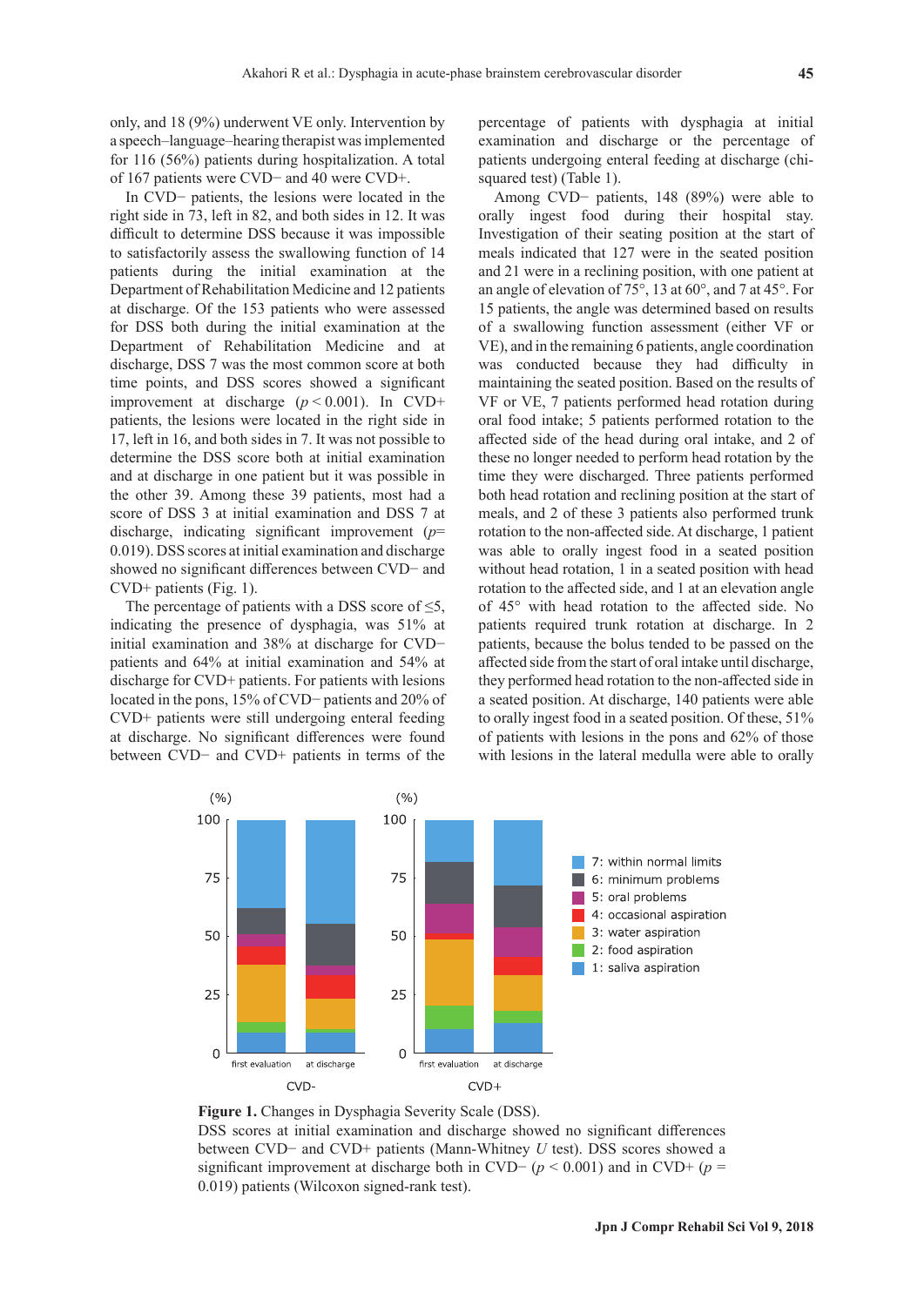only, and 18 (9%) underwent VE only. Intervention by a speech–language–hearing therapist was implemented for 116 (56%) patients during hospitalization. A total of 167 patients were CVD− and 40 were CVD+.

In CVD− patients, the lesions were located in the right side in 73, left in 82, and both sides in 12. It was difficult to determine DSS because it was impossible to satisfactorily assess the swallowing function of 14 patients during the initial examination at the Department of Rehabilitation Medicine and 12 patients at discharge. Of the 153 patients who were assessed for DSS both during the initial examination at the Department of Rehabilitation Medicine and at discharge, DSS 7 was the most common score at both time points, and DSS scores showed a significant improvement at discharge ($p < 0.001$). In CVD+ patients, the lesions were located in the right side in 17, left in 16, and both sides in 7. It was not possible to determine the DSS score both at initial examination and at discharge in one patient but it was possible in the other 39. Among these 39 patients, most had a score of DSS 3 at initial examination and DSS 7 at discharge, indicating significant improvement ($p$= 0.019). DSS scores at initial examination and discharge showed no significant differences between CVD− and CVD+ patients (Fig. 1).

The percentage of patients with a DSS score of ≤5, indicating the presence of dysphagia, was 51% at initial examination and 38% at discharge for CVD− patients and 64% at initial examination and 54% at discharge for CVD+ patients. For patients with lesions located in the pons, 15% of CVD− patients and 20% of CVD+ patients were still undergoing enteral feeding at discharge. No significant differences were found between CVD− and CVD+ patients in terms of the percentage of patients with dysphagia at initial examination and discharge or the percentage of patients undergoing enteral feeding at discharge (chi-squared test) (Table 1).

Among CVD− patients, 148 (89%) were able to orally ingest food during their hospital stay. Investigation of their seating position at the start of meals indicated that 127 were in the seated position and 21 were in a reclining position, with one patient at an angle of elevation of 75°, 13 at 60°, and 7 at 45°. For 15 patients, the angle was determined based on results of a swallowing function assessment (either VF or VE), and in the remaining 6 patients, angle coordination was conducted because they had difficulty in maintaining the seated position. Based on the results of VF or VE, 7 patients performed head rotation during oral food intake; 5 patients performed rotation to the affected side of the head during oral intake, and 2 of these no longer needed to perform head rotation by the time they were discharged. Three patients performed both head rotation and reclining position at the start of meals, and 2 of these 3 patients also performed trunk rotation to the non-affected side. At discharge, 1 patient was able to orally ingest food in a seated position without head rotation, 1 in a seated position with head rotation to the affected side, and 1 at an elevation angle of 45° with head rotation to the affected side. No patients required trunk rotation at discharge. In 2 patients, because the bolus tended to be passed on the affected side from the start of oral intake until discharge, they performed head rotation to the non-affected side in a seated position. At discharge, 140 patients were able to orally ingest food in a seated position. Of these, 51% of patients with lesions in the pons and 62% of those with lesions in the lateral medulla were able to orally

**Figure 1.** Changes in Dysphagia Severity Scale (DSS).
DSS scores at initial examination and discharge showed no significant differences between CVD− and CVD+ patients (Mann-Whitney *U* test). DSS scores showed a significant improvement at discharge both in CVD− ($p < 0.001$) and in CVD+ ($p$ = 0.019) patients (Wilcoxon signed-rank test).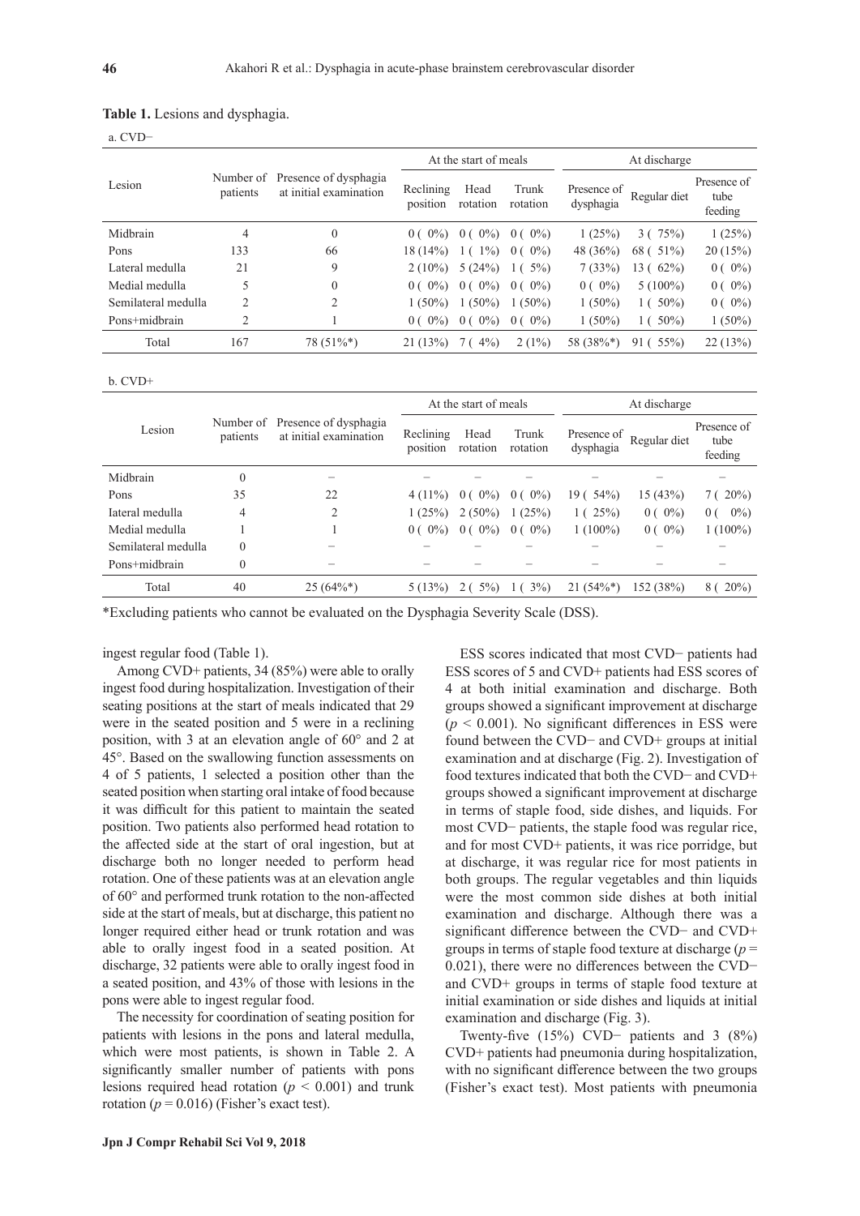**Table 1.** Lesions and dysphagia.

a. CVD−

| Lesion | Number of patients | Presence of dysphagia at initial examination | At the start of meals | | | At discharge | | |
|---|---|---|---|---|---|---|---|---|
| | | | Reclining position | Head rotation | Trunk rotation | Presence of dysphagia | Regular diet | Presence of tube feeding |
| Midbrain | 4 | 0 | 0 ( 0%) | 0 ( 0%) | 0 ( 0%) | 1 (25%) | 3 ( 75%) | 1 (25%) |
| Pons | 133 | 66 | 18 (14%) | 1 ( 1%) | 0 ( 0%) | 48 (36%) | 68 ( 51%) | 20 (15%) |
| Lateral medulla | 21 | 9 | 2 (10%) | 5 (24%) | 1 ( 5%) | 7 (33%) | 13 ( 62%) | 0 ( 0%) |
| Medial medulla | 5 | 0 | 0 ( 0%) | 0 ( 0%) | 0 ( 0%) | 0 ( 0%) | 5 (100%) | 0 ( 0%) |
| Semilateral medulla | 2 | 2 | 1 (50%) | 1 (50%) | 1 (50%) | 1 (50%) | 1 ( 50%) | 0 ( 0%) |
| Pons+midbrain | 2 | 1 | 0 ( 0%) | 0 ( 0%) | 0 ( 0%) | 1 (50%) | 1 ( 50%) | 1 (50%) |
| Total | 167 | 78 (51%*) | 21 (13%) | 7 ( 4%) | 2 (1%) | 58 (38%*) | 91 ( 55%) | 22 (13%) |

b. CVD+

| Lesion | Number of patients | Presence of dysphagia at initial examination | At the start of meals | | | At discharge | | |
|---|---|---|---|---|---|---|---|---|
| | | | Reclining position | Head rotation | Trunk rotation | Presence of dysphagia | Regular diet | Presence of tube feeding |
| Midbrain | 0 | − | − | − | − | − | − | − |
| Pons | 35 | 22 | 4 (11%) | 0 ( 0%) | 0 ( 0%) | 19 ( 54%) | 15 (43%) | 7 ( 20%) |
| Iateral medulla | 4 | 2 | 1 (25%) | 2 (50%) | 1 (25%) | 1 ( 25%) | 0 ( 0%) | 0 ( 0%) |
| Medial medulla | 1 | 1 | 0 ( 0%) | 0 ( 0%) | 0 ( 0%) | 1 (100%) | 0 ( 0%) | 1 (100%) |
| Semilateral medulla | 0 | − | − | − | − | − | − | − |
| Pons+midbrain | 0 | − | − | − | − | − | − | − |
| Total | 40 | 25 (64%*) | 5 (13%) | 2 ( 5%) | 1 ( 3%) | 21 (54%*) | 152 (38%) | 8 ( 20%) |

*Excluding patients who cannot be evaluated on the Dysphagia Severity Scale (DSS).

ingest regular food (Table 1).

Among CVD+ patients, 34 (85%) were able to orally ingest food during hospitalization. Investigation of their seating positions at the start of meals indicated that 29 were in the seated position and 5 were in a reclining position, with 3 at an elevation angle of 60° and 2 at 45°. Based on the swallowing function assessments on 4 of 5 patients, 1 selected a position other than the seated position when starting oral intake of food because it was difficult for this patient to maintain the seated position. Two patients also performed head rotation to the affected side at the start of oral ingestion, but at discharge both no longer needed to perform head rotation. One of these patients was at an elevation angle of 60° and performed trunk rotation to the non-affected side at the start of meals, but at discharge, this patient no longer required either head or trunk rotation and was able to orally ingest food in a seated position. At discharge, 32 patients were able to orally ingest food in a seated position, and 43% of those with lesions in the pons were able to ingest regular food.

The necessity for coordination of seating position for patients with lesions in the pons and lateral medulla, which were most patients, is shown in Table 2. A significantly smaller number of patients with pons lesions required head rotation ($p < 0.001$) and trunk rotation ($p = 0.016$) (Fisher's exact test).

ESS scores indicated that most CVD− patients had ESS scores of 5 and CVD+ patients had ESS scores of 4 at both initial examination and discharge. Both groups showed a significant improvement at discharge ($p < 0.001$). No significant differences in ESS were found between the CVD− and CVD+ groups at initial examination and at discharge (Fig. 2). Investigation of food textures indicated that both the CVD− and CVD+ groups showed a significant improvement at discharge in terms of staple food, side dishes, and liquids. For most CVD− patients, the staple food was regular rice, and for most CVD+ patients, it was rice porridge, but at discharge, it was regular rice for most patients in both groups. The regular vegetables and thin liquids were the most common side dishes at both initial examination and discharge. Although there was a significant difference between the CVD− and CVD+ groups in terms of staple food texture at discharge ($p = 0.021$), there were no differences between the CVD− and CVD+ groups in terms of staple food texture at initial examination or side dishes and liquids at initial examination and discharge (Fig. 3).

Twenty-five (15%) CVD− patients and 3 (8%) CVD+ patients had pneumonia during hospitalization, with no significant difference between the two groups (Fisher's exact test). Most patients with pneumonia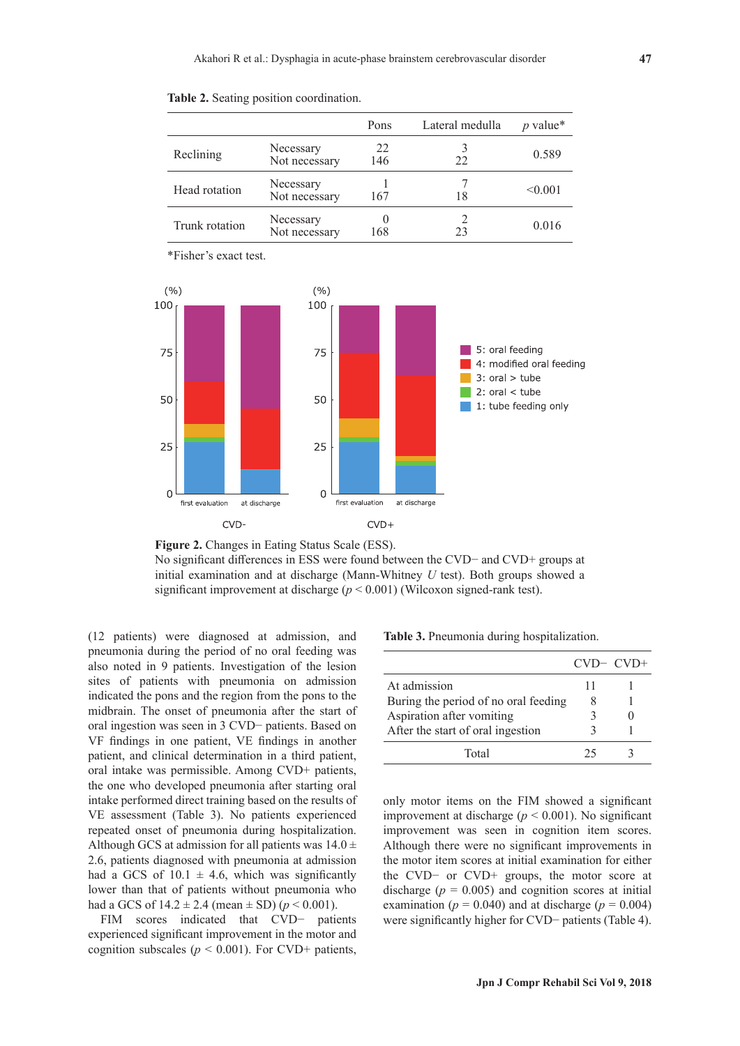**Table 2.** Seating position coordination.

| | | Pons | Lateral medulla | *p* value* |
|---|---|---|---|---|
| Reclining | Necessary | 22 | 3 | 0.589 |
| | Not necessary | 146 | 22 | |
| Head rotation | Necessary | 1 | 7 | <0.001 |
| | Not necessary | 167 | 18 | |
| Trunk rotation | Necessary | 0 | 2 | 0.016 |
| | Not necessary | 168 | 23 | |

*Fisher's exact test.

**Figure 2.** Changes in Eating Status Scale (ESS).
No significant differences in ESS were found between the CVD− and CVD+ groups at initial examination and at discharge (Mann-Whitney *U* test). Both groups showed a significant improvement at discharge ($p < 0.001$) (Wilcoxon signed-rank test).

(12 patients) were diagnosed at admission, and pneumonia during the period of no oral feeding was also noted in 9 patients. Investigation of the lesion sites of patients with pneumonia on admission indicated the pons and the region from the pons to the midbrain. The onset of pneumonia after the start of oral ingestion was seen in 3 CVD− patients. Based on VF findings in one patient, VE findings in another patient, and clinical determination in a third patient, oral intake was permissible. Among CVD+ patients, the one who developed pneumonia after starting oral intake performed direct training based on the results of VE assessment (Table 3). No patients experienced repeated onset of pneumonia during hospitalization. Although GCS at admission for all patients was 14.0 ± 2.6, patients diagnosed with pneumonia at admission had a GCS of 10.1 ± 4.6, which was significantly lower than that of patients without pneumonia who had a GCS of 14.2 ± 2.4 (mean ± SD) ($p < 0.001$).

FIM scores indicated that CVD− patients experienced significant improvement in the motor and cognition subscales ($p < 0.001$). For CVD+ patients, only motor items on the FIM showed a significant improvement at discharge ($p < 0.001$). No significant improvement was seen in cognition item scores. Although there were no significant improvements in the motor item scores at initial examination for either the CVD− or CVD+ groups, the motor score at discharge ($p = 0.005$) and cognition scores at initial examination ($p = 0.040$) and at discharge ($p = 0.004$) were significantly higher for CVD− patients (Table 4).

**Table 3.** Pneumonia during hospitalization.

| | CVD− | CVD+ |
|---|---|---|
| At admission | 11 | 1 |
| Buring the period of no oral feeding | 8 | 1 |
| Aspiration after vomiting | 3 | 0 |
| After the start of oral ingestion | 3 | 1 |
| Total | 25 | 3 |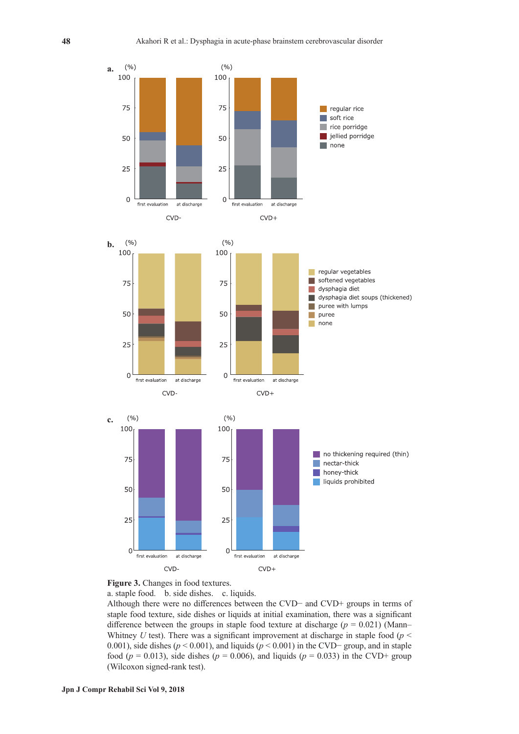**Figure 3.** Changes in food textures.

a. staple food. b. side dishes. c. liquids.

Although there were no differences between the CVD− and CVD+ groups in terms of staple food texture, side dishes or liquids at initial examination, there was a significant difference between the groups in staple food texture at discharge ($p = 0.021$) (Mann–Whitney $U$ test). There was a significant improvement at discharge in staple food ($p < 0.001$), side dishes ($p < 0.001$), and liquids ($p < 0.001$) in the CVD− group, and in staple food ($p = 0.013$), side dishes ($p = 0.006$), and liquids ($p = 0.033$) in the CVD+ group (Wilcoxon signed-rank test).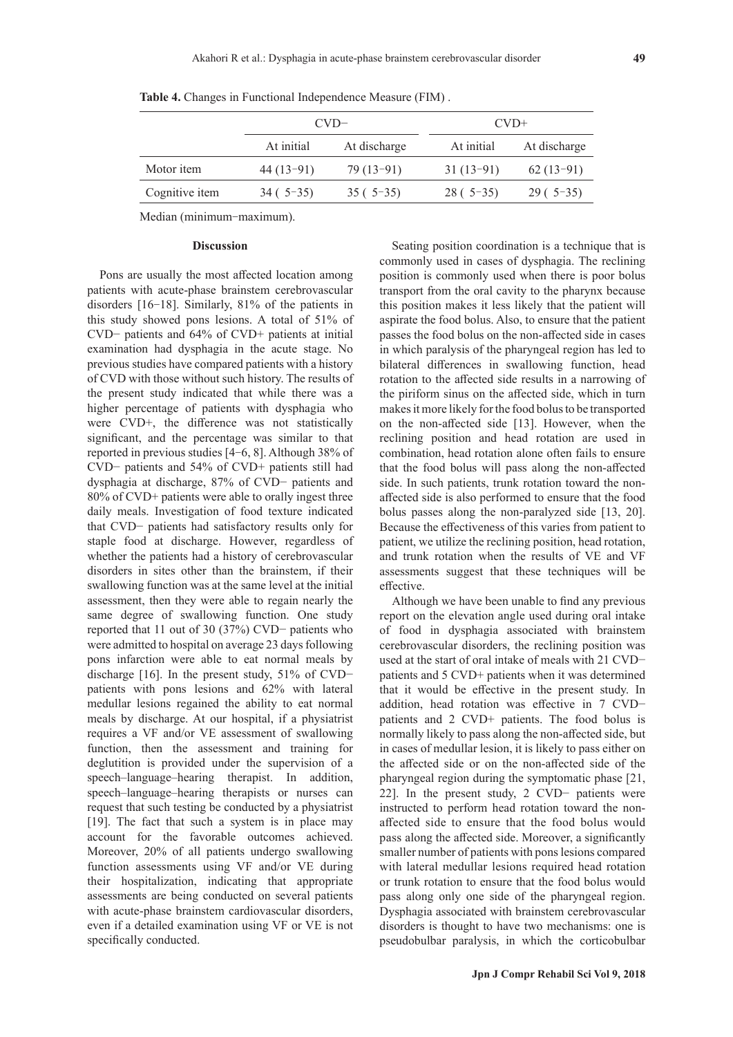**Table 4.** Changes in Functional Independence Measure (FIM) .

| | CVD− | | CVD+ | |
|---|---|---|---|---|
| | At initial | At discharge | At initial | At discharge |
| Motor item | 44 (13−91) | 79 (13−91) | 31 (13−91) | 62 (13−91) |
| Cognitive item | 34 ( 5−35) | 35 ( 5−35) | 28 ( 5−35) | 29 ( 5−35) |

Median (minimum−maximum).

#### Discussion

Pons are usually the most affected location among patients with acute-phase brainstem cerebrovascular disorders [16−18]. Similarly, 81% of the patients in this study showed pons lesions. A total of 51% of CVD− patients and 64% of CVD+ patients at initial examination had dysphagia in the acute stage. No previous studies have compared patients with a history of CVD with those without such history. The results of the present study indicated that while there was a higher percentage of patients with dysphagia who were CVD+, the difference was not statistically significant, and the percentage was similar to that reported in previous studies [4−6, 8]. Although 38% of CVD− patients and 54% of CVD+ patients still had dysphagia at discharge, 87% of CVD− patients and 80% of CVD+ patients were able to orally ingest three daily meals. Investigation of food texture indicated that CVD− patients had satisfactory results only for staple food at discharge. However, regardless of whether the patients had a history of cerebrovascular disorders in sites other than the brainstem, if their swallowing function was at the same level at the initial assessment, then they were able to regain nearly the same degree of swallowing function. One study reported that 11 out of 30 (37%) CVD− patients who were admitted to hospital on average 23 days following pons infarction were able to eat normal meals by discharge [16]. In the present study, 51% of CVD− patients with pons lesions and 62% with lateral medullar lesions regained the ability to eat normal meals by discharge. At our hospital, if a physiatrist requires a VF and/or VE assessment of swallowing function, then the assessment and training for deglutition is provided under the supervision of a speech–language–hearing therapist. In addition, speech–language–hearing therapists or nurses can request that such testing be conducted by a physiatrist [19]. The fact that such a system is in place may account for the favorable outcomes achieved. Moreover, 20% of all patients undergo swallowing function assessments using VF and/or VE during their hospitalization, indicating that appropriate assessments are being conducted on several patients with acute-phase brainstem cardiovascular disorders, even if a detailed examination using VF or VE is not specifically conducted.

Seating position coordination is a technique that is commonly used in cases of dysphagia. The reclining position is commonly used when there is poor bolus transport from the oral cavity to the pharynx because this position makes it less likely that the patient will aspirate the food bolus. Also, to ensure that the patient passes the food bolus on the non-affected side in cases in which paralysis of the pharyngeal region has led to bilateral differences in swallowing function, head rotation to the affected side results in a narrowing of the piriform sinus on the affected side, which in turn makes it more likely for the food bolus to be transported on the non-affected side [13]. However, when the reclining position and head rotation are used in combination, head rotation alone often fails to ensure that the food bolus will pass along the non-affected side. In such patients, trunk rotation toward the non-affected side is also performed to ensure that the food bolus passes along the non-paralyzed side [13, 20]. Because the effectiveness of this varies from patient to patient, we utilize the reclining position, head rotation, and trunk rotation when the results of VE and VF assessments suggest that these techniques will be effective.

Although we have been unable to find any previous report on the elevation angle used during oral intake of food in dysphagia associated with brainstem cerebrovascular disorders, the reclining position was used at the start of oral intake of meals with 21 CVD− patients and 5 CVD+ patients when it was determined that it would be effective in the present study. In addition, head rotation was effective in 7 CVD− patients and 2 CVD+ patients. The food bolus is normally likely to pass along the non-affected side, but in cases of medullar lesion, it is likely to pass either on the affected side or on the non-affected side of the pharyngeal region during the symptomatic phase [21, 22]. In the present study, 2 CVD− patients were instructed to perform head rotation toward the non-affected side to ensure that the food bolus would pass along the affected side. Moreover, a significantly smaller number of patients with pons lesions compared with lateral medullar lesions required head rotation or trunk rotation to ensure that the food bolus would pass along only one side of the pharyngeal region. Dysphagia associated with brainstem cerebrovascular disorders is thought to have two mechanisms: one is pseudobulbar paralysis, in which the corticobulbar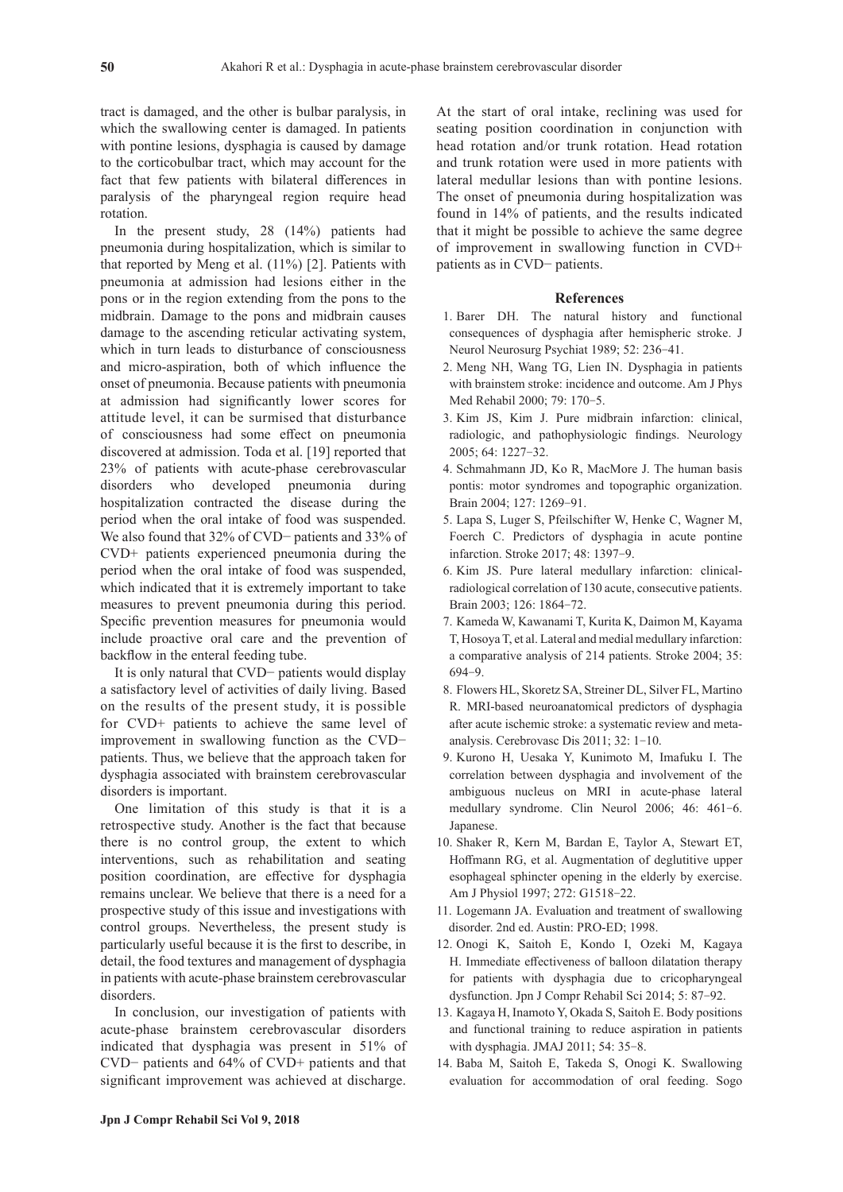tract is damaged, and the other is bulbar paralysis, in which the swallowing center is damaged. In patients with pontine lesions, dysphagia is caused by damage to the corticobulbar tract, which may account for the fact that few patients with bilateral differences in paralysis of the pharyngeal region require head rotation.

In the present study, 28 (14%) patients had pneumonia during hospitalization, which is similar to that reported by Meng et al. (11%) [2]. Patients with pneumonia at admission had lesions either in the pons or in the region extending from the pons to the midbrain. Damage to the pons and midbrain causes damage to the ascending reticular activating system, which in turn leads to disturbance of consciousness and micro-aspiration, both of which influence the onset of pneumonia. Because patients with pneumonia at admission had significantly lower scores for attitude level, it can be surmised that disturbance of consciousness had some effect on pneumonia discovered at admission. Toda et al. [19] reported that 23% of patients with acute-phase cerebrovascular disorders who developed pneumonia during hospitalization contracted the disease during the period when the oral intake of food was suspended. We also found that 32% of CVD− patients and 33% of CVD+ patients experienced pneumonia during the period when the oral intake of food was suspended, which indicated that it is extremely important to take measures to prevent pneumonia during this period. Specific prevention measures for pneumonia would include proactive oral care and the prevention of backflow in the enteral feeding tube.

It is only natural that CVD− patients would display a satisfactory level of activities of daily living. Based on the results of the present study, it is possible for CVD+ patients to achieve the same level of improvement in swallowing function as the CVD− patients. Thus, we believe that the approach taken for dysphagia associated with brainstem cerebrovascular disorders is important.

One limitation of this study is that it is a retrospective study. Another is the fact that because there is no control group, the extent to which interventions, such as rehabilitation and seating position coordination, are effective for dysphagia remains unclear. We believe that there is a need for a prospective study of this issue and investigations with control groups. Nevertheless, the present study is particularly useful because it is the first to describe, in detail, the food textures and management of dysphagia in patients with acute-phase brainstem cerebrovascular disorders.

In conclusion, our investigation of patients with acute-phase brainstem cerebrovascular disorders indicated that dysphagia was present in 51% of CVD− patients and 64% of CVD+ patients and that significant improvement was achieved at discharge. At the start of oral intake, reclining was used for seating position coordination in conjunction with head rotation and/or trunk rotation. Head rotation and trunk rotation were used in more patients with lateral medullar lesions than with pontine lesions. The onset of pneumonia during hospitalization was found in 14% of patients, and the results indicated that it might be possible to achieve the same degree of improvement in swallowing function in CVD+ patients as in CVD− patients.

## References

1. Barer DH. The natural history and functional consequences of dysphagia after hemispheric stroke. J Neurol Neurosurg Psychiat 1989; 52: 236–41.
2. Meng NH, Wang TG, Lien IN. Dysphagia in patients with brainstem stroke: incidence and outcome. Am J Phys Med Rehabil 2000; 79: 170–5.
3. Kim JS, Kim J. Pure midbrain infarction: clinical, radiologic, and pathophysiologic findings. Neurology 2005; 64: 1227–32.
4. Schmahmann JD, Ko R, MacMore J. The human basis pontis: motor syndromes and topographic organization. Brain 2004; 127: 1269–91.
5. Lapa S, Luger S, Pfeilschifter W, Henke C, Wagner M, Foerch C. Predictors of dysphagia in acute pontine infarction. Stroke 2017; 48: 1397–9.
6. Kim JS. Pure lateral medullary infarction: clinical-radiological correlation of 130 acute, consecutive patients. Brain 2003; 126: 1864–72.
7. Kameda W, Kawanami T, Kurita K, Daimon M, Kayama T, Hosoya T, et al. Lateral and medial medullary infarction: a comparative analysis of 214 patients. Stroke 2004; 35: 694–9.
8. Flowers HL, Skoretz SA, Streiner DL, Silver FL, Martino R. MRI-based neuroanatomical predictors of dysphagia after acute ischemic stroke: a systematic review and meta-analysis. Cerebrovasc Dis 2011; 32: 1–10.
9. Kurono H, Uesaka Y, Kunimoto M, Imafuku I. The correlation between dysphagia and involvement of the ambiguous nucleus on MRI in acute-phase lateral medullary syndrome. Clin Neurol 2006; 46: 461–6. Japanese.
10. Shaker R, Kern M, Bardan E, Taylor A, Stewart ET, Hoffmann RG, et al. Augmentation of deglutitive upper esophageal sphincter opening in the elderly by exercise. Am J Physiol 1997; 272: G1518–22.
11. Logemann JA. Evaluation and treatment of swallowing disorder. 2nd ed. Austin: PRO-ED; 1998.
12. Onogi K, Saitoh E, Kondo I, Ozeki M, Kagaya H. Immediate effectiveness of balloon dilatation therapy for patients with dysphagia due to cricopharyngeal dysfunction. Jpn J Compr Rehabil Sci 2014; 5: 87–92.
13. Kagaya H, Inamoto Y, Okada S, Saitoh E. Body positions and functional training to reduce aspiration in patients with dysphagia. JMAJ 2011; 54: 35–8.
14. Baba M, Saitoh E, Takeda S, Onogi K. Swallowing evaluation for accommodation of oral feeding. Sogo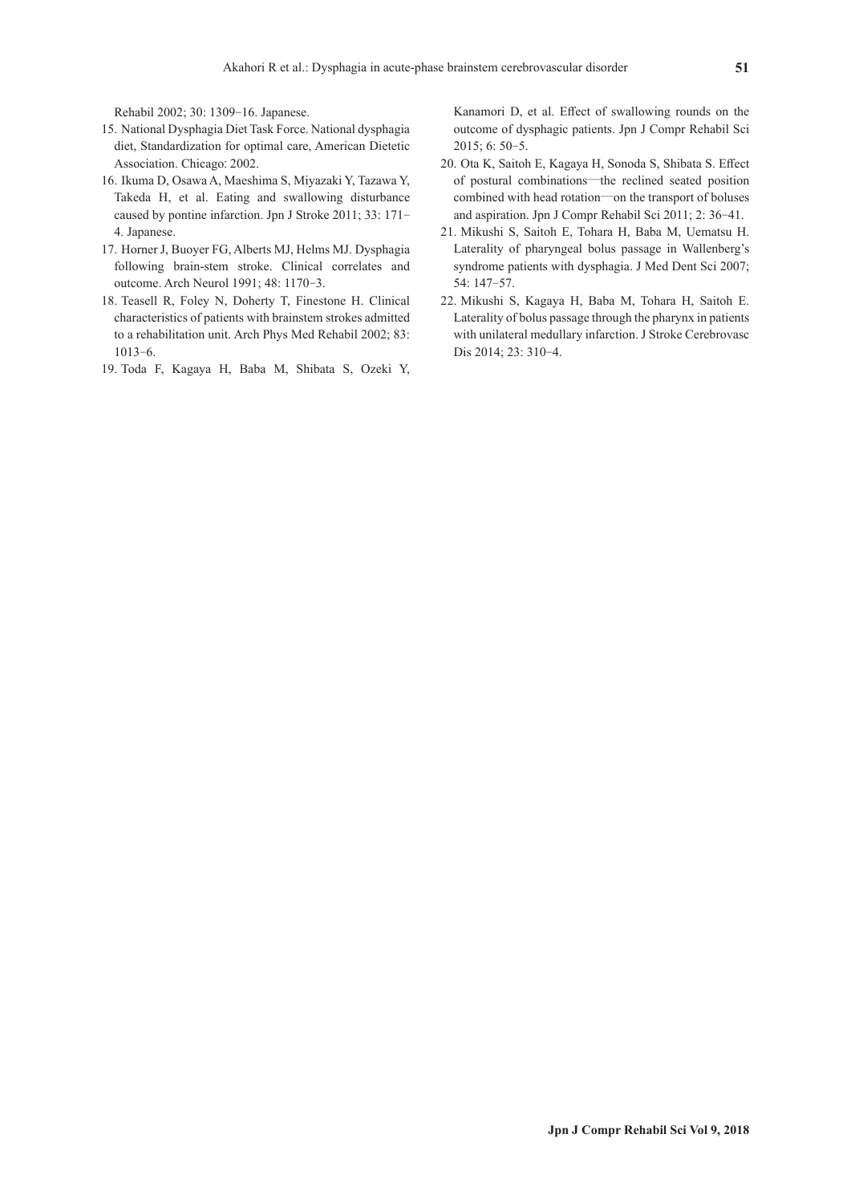Rehabil 2002; 30: 1309−16. Japanese.

15. National Dysphagia Diet Task Force. National dysphagia diet, Standardization for optimal care, American Dietetic Association. Chicago: 2002.
16. Ikuma D, Osawa A, Maeshima S, Miyazaki Y, Tazawa Y, Takeda H, et al. Eating and swallowing disturbance caused by pontine infarction. Jpn J Stroke 2011; 33: 171−4. Japanese.
17. Horner J, Buoyer FG, Alberts MJ, Helms MJ. Dysphagia following brain-stem stroke. Clinical correlates and outcome. Arch Neurol 1991; 48: 1170−3.
18. Teasell R, Foley N, Doherty T, Finestone H. Clinical characteristics of patients with brainstem strokes admitted to a rehabilitation unit. Arch Phys Med Rehabil 2002; 83: 1013−6.
19. Toda F, Kagaya H, Baba M, Shibata S, Ozeki Y, Kanamori D, et al. Effect of swallowing rounds on the outcome of dysphagic patients. Jpn J Compr Rehabil Sci 2015; 6: 50−5.
20. Ota K, Saitoh E, Kagaya H, Sonoda S, Shibata S. Effect of postural combinations—the reclined seated position combined with head rotation—on the transport of boluses and aspiration. Jpn J Compr Rehabil Sci 2011; 2: 36−41.
21. Mikushi S, Saitoh E, Tohara H, Baba M, Uematsu H. Laterality of pharyngeal bolus passage in Wallenberg's syndrome patients with dysphagia. J Med Dent Sci 2007; 54: 147−57.
22. Mikushi S, Kagaya H, Baba M, Tohara H, Saitoh E. Laterality of bolus passage through the pharynx in patients with unilateral medullary infarction. J Stroke Cerebrovasc Dis 2014; 23: 310−4.